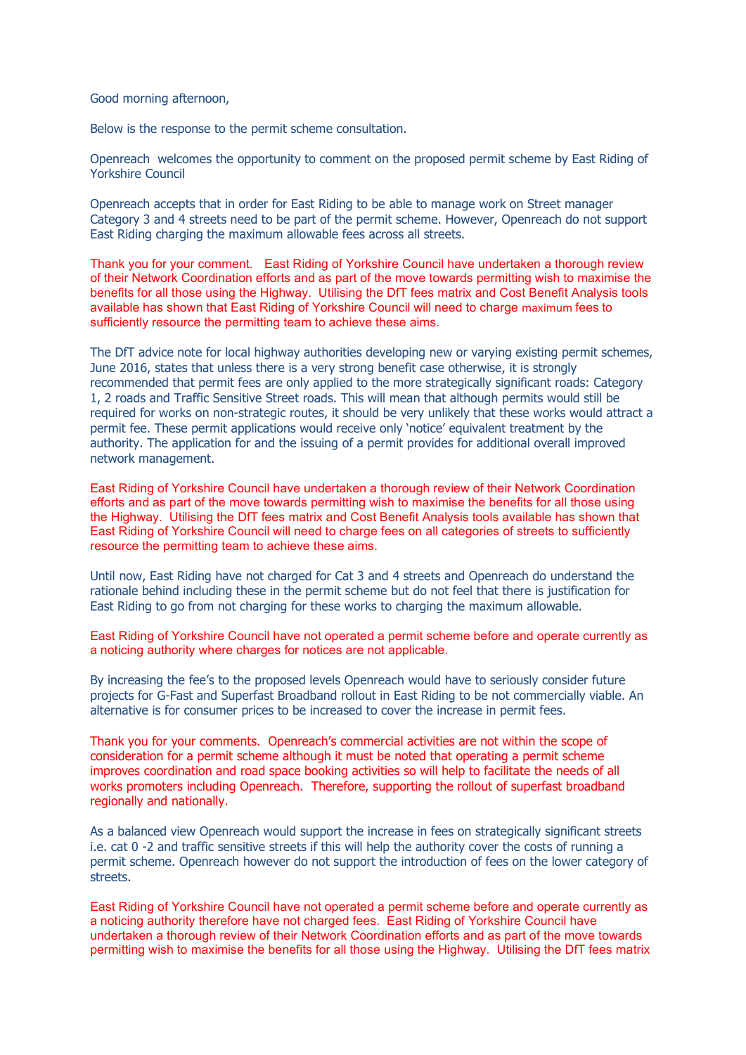Good morning afternoon,

Below is the response to the permit scheme consultation.

Openreach  welcomes the opportunity to comment on the proposed permit scheme by East Riding of Yorkshire Council

Openreach accepts that in order for East Riding to be able to manage work on Street manager Category 3 and 4 streets need to be part of the permit scheme. However, Openreach do not support East Riding charging the maximum allowable fees across all streets.

Thank you for your comment.   East Riding of Yorkshire Council have undertaken a thorough review of their Network Coordination efforts and as part of the move towards permitting wish to maximise the benefits for all those using the Highway.  Utilising the DfT fees matrix and Cost Benefit Analysis tools available has shown that East Riding of Yorkshire Council will need to charge maximum fees to sufficiently resource the permitting team to achieve these aims.

The DfT advice note for local highway authorities developing new or varying existing permit schemes, June 2016, states that unless there is a very strong benefit case otherwise, it is strongly recommended that permit fees are only applied to the more strategically significant roads: Category 1, 2 roads and Traffic Sensitive Street roads. This will mean that although permits would still be required for works on non-strategic routes, it should be very unlikely that these works would attract a permit fee. These permit applications would receive only 'notice' equivalent treatment by the authority. The application for and the issuing of a permit provides for additional overall improved network management.

East Riding of Yorkshire Council have undertaken a thorough review of their Network Coordination efforts and as part of the move towards permitting wish to maximise the benefits for all those using the Highway.  Utilising the DfT fees matrix and Cost Benefit Analysis tools available has shown that East Riding of Yorkshire Council will need to charge fees on all categories of streets to sufficiently resource the permitting team to achieve these aims.

Until now, East Riding have not charged for Cat 3 and 4 streets and Openreach do understand the rationale behind including these in the permit scheme but do not feel that there is justification for East Riding to go from not charging for these works to charging the maximum allowable.

East Riding of Yorkshire Council have not operated a permit scheme before and operate currently as a noticing authority where charges for notices are not applicable.

By increasing the fee's to the proposed levels Openreach would have to seriously consider future projects for G-Fast and Superfast Broadband rollout in East Riding to be not commercially viable. An alternative is for consumer prices to be increased to cover the increase in permit fees.

Thank you for your comments.  Openreach's commercial activities are not within the scope of consideration for a permit scheme although it must be noted that operating a permit scheme improves coordination and road space booking activities so will help to facilitate the needs of all works promoters including Openreach.  Therefore, supporting the rollout of superfast broadband regionally and nationally.

As a balanced view Openreach would support the increase in fees on strategically significant streets i.e. cat 0 -2 and traffic sensitive streets if this will help the authority cover the costs of running a permit scheme. Openreach however do not support the introduction of fees on the lower category of streets.

East Riding of Yorkshire Council have not operated a permit scheme before and operate currently as a noticing authority therefore have not charged fees.  East Riding of Yorkshire Council have undertaken a thorough review of their Network Coordination efforts and as part of the move towards permitting wish to maximise the benefits for all those using the Highway.  Utilising the DfT fees matrix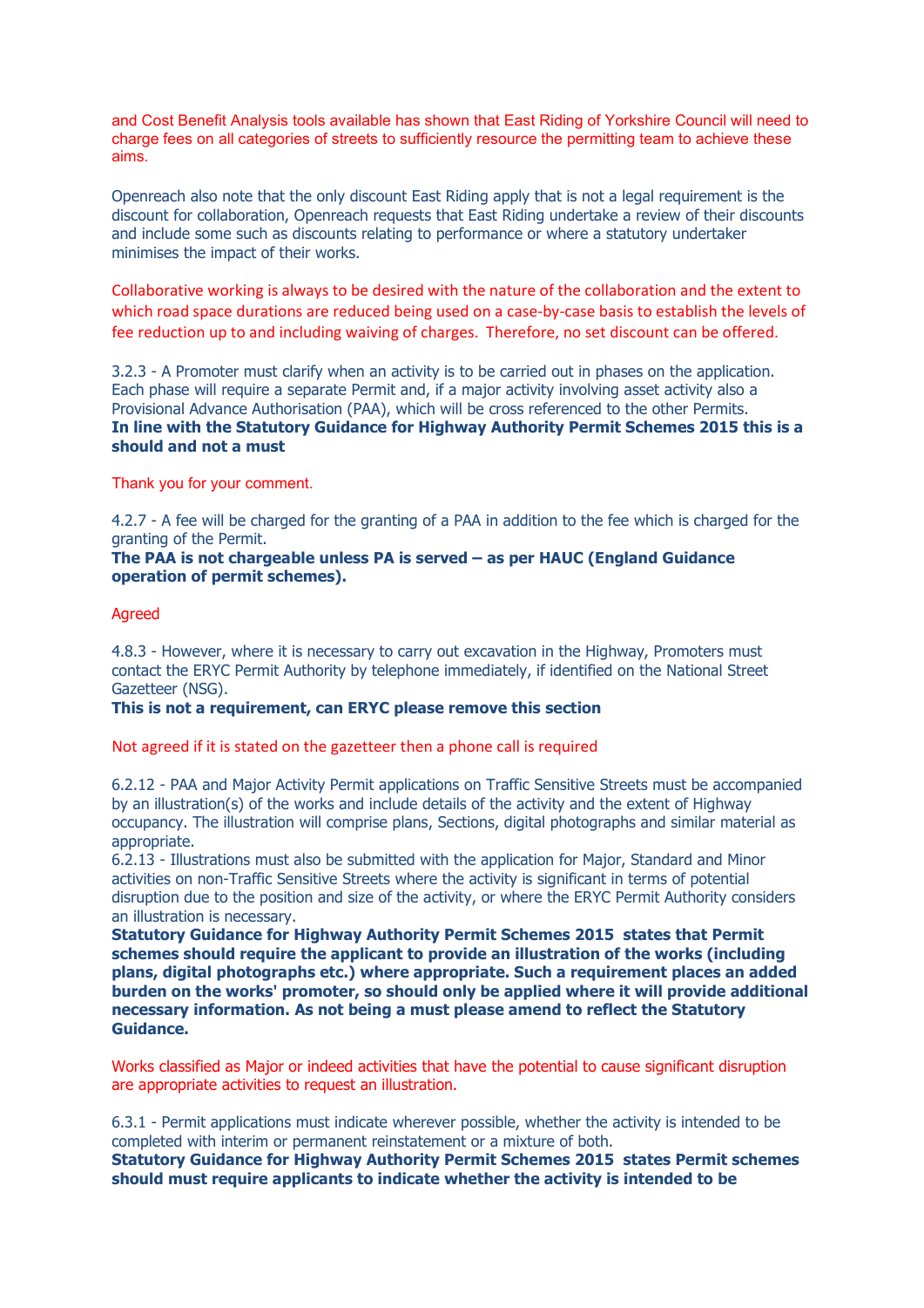and Cost Benefit Analysis tools available has shown that East Riding of Yorkshire Council will need to charge fees on all categories of streets to sufficiently resource the permitting team to achieve these aims.

Openreach also note that the only discount East Riding apply that is not a legal requirement is the discount for collaboration, Openreach requests that East Riding undertake a review of their discounts and include some such as discounts relating to performance or where a statutory undertaker minimises the impact of their works.

Collaborative working is always to be desired with the nature of the collaboration and the extent to which road space durations are reduced being used on a case-by-case basis to establish the levels of fee reduction up to and including waiving of charges. Therefore, no set discount can be offered.

3.2.3 - A Promoter must clarify when an activity is to be carried out in phases on the application. Each phase will require a separate Permit and, if a major activity involving asset activity also a Provisional Advance Authorisation (PAA), which will be cross referenced to the other Permits.
**In line with the Statutory Guidance for Highway Authority Permit Schemes 2015 this is a should and not a must**

Thank you for your comment.

4.2.7 - A fee will be charged for the granting of a PAA in addition to the fee which is charged for the granting of the Permit.
**The PAA is not chargeable unless PA is served – as per HAUC (England Guidance operation of permit schemes).**

Agreed

4.8.3 - However, where it is necessary to carry out excavation in the Highway, Promoters must contact the ERYC Permit Authority by telephone immediately, if identified on the National Street Gazetteer (NSG).
**This is not a requirement, can ERYC please remove this section**

Not agreed if it is stated on the gazetteer then a phone call is required

6.2.12 - PAA and Major Activity Permit applications on Traffic Sensitive Streets must be accompanied by an illustration(s) of the works and include details of the activity and the extent of Highway occupancy. The illustration will comprise plans, Sections, digital photographs and similar material as appropriate.
6.2.13 - Illustrations must also be submitted with the application for Major, Standard and Minor activities on non-Traffic Sensitive Streets where the activity is significant in terms of potential disruption due to the position and size of the activity, or where the ERYC Permit Authority considers an illustration is necessary.
**Statutory Guidance for Highway Authority Permit Schemes 2015 states that Permit schemes should require the applicant to provide an illustration of the works (including plans, digital photographs etc.) where appropriate. Such a requirement places an added burden on the works' promoter, so should only be applied where it will provide additional necessary information. As not being a must please amend to reflect the Statutory Guidance.**

Works classified as Major or indeed activities that have the potential to cause significant disruption are appropriate activities to request an illustration.

6.3.1 - Permit applications must indicate wherever possible, whether the activity is intended to be completed with interim or permanent reinstatement or a mixture of both.
**Statutory Guidance for Highway Authority Permit Schemes 2015 states Permit schemes should must require applicants to indicate whether the activity is intended to be**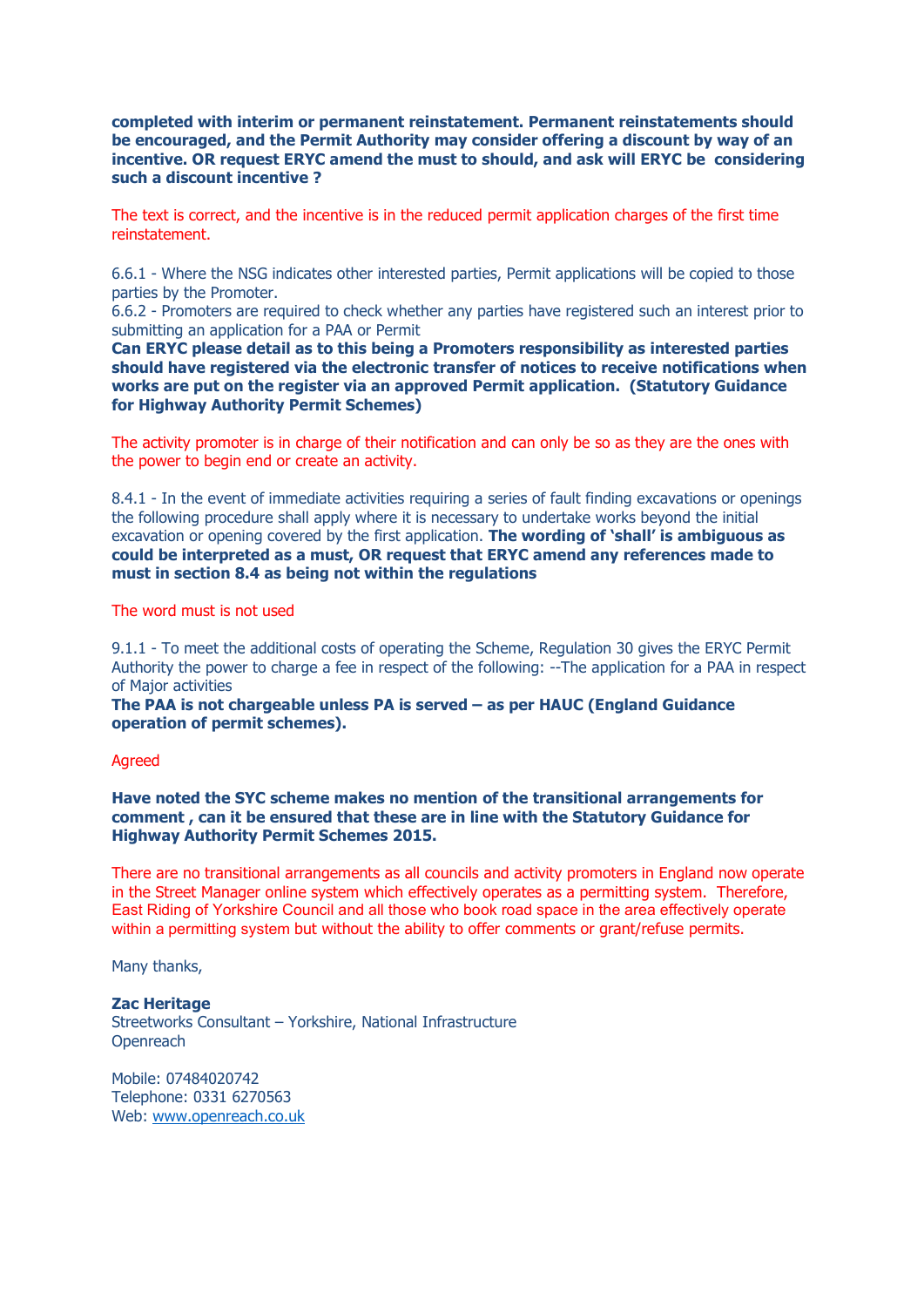**completed with interim or permanent reinstatement. Permanent reinstatements should be encouraged, and the Permit Authority may consider offering a discount by way of an incentive. OR request ERYC amend the must to should, and ask will ERYC be considering such a discount incentive ?**

The text is correct, and the incentive is in the reduced permit application charges of the first time reinstatement.

6.6.1 - Where the NSG indicates other interested parties, Permit applications will be copied to those parties by the Promoter.
6.6.2 - Promoters are required to check whether any parties have registered such an interest prior to submitting an application for a PAA or Permit
**Can ERYC please detail as to this being a Promoters responsibility as interested parties should have registered via the electronic transfer of notices to receive notifications when works are put on the register via an approved Permit application. (Statutory Guidance for Highway Authority Permit Schemes)**

The activity promoter is in charge of their notification and can only be so as they are the ones with the power to begin end or create an activity.

8.4.1 - In the event of immediate activities requiring a series of fault finding excavations or openings the following procedure shall apply where it is necessary to undertake works beyond the initial excavation or opening covered by the first application. **The wording of 'shall' is ambiguous as could be interpreted as a must, OR request that ERYC amend any references made to must in section 8.4 as being not within the regulations**

The word must is not used

9.1.1 - To meet the additional costs of operating the Scheme, Regulation 30 gives the ERYC Permit Authority the power to charge a fee in respect of the following: --The application for a PAA in respect of Major activities
**The PAA is not chargeable unless PA is served – as per HAUC (England Guidance operation of permit schemes).**

Agreed

**Have noted the SYC scheme makes no mention of the transitional arrangements for comment , can it be ensured that these are in line with the Statutory Guidance for Highway Authority Permit Schemes 2015.**

There are no transitional arrangements as all councils and activity promoters in England now operate in the Street Manager online system which effectively operates as a permitting system. Therefore, East Riding of Yorkshire Council and all those who book road space in the area effectively operate within a permitting system but without the ability to offer comments or grant/refuse permits.

Many thanks,

**Zac Heritage**
Streetworks Consultant – Yorkshire, National Infrastructure
Openreach

Mobile: 07484020742
Telephone: 0331 6270563
Web: www.openreach.co.uk